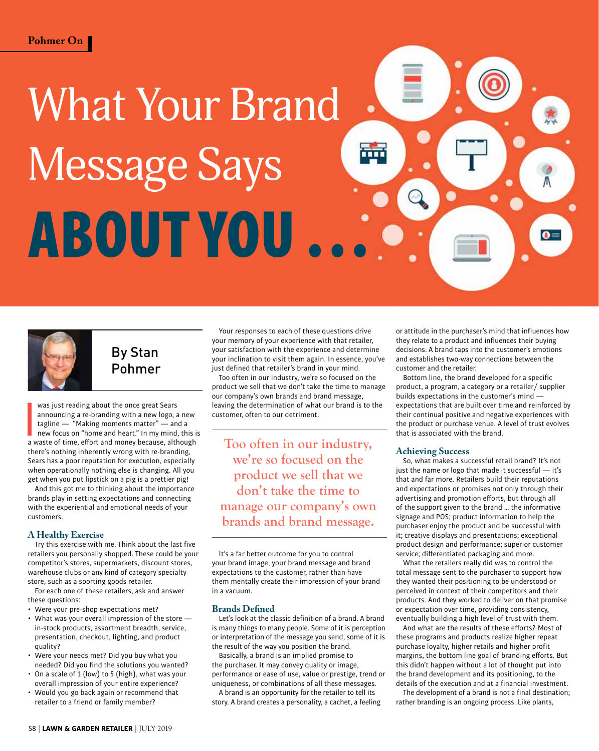# What Your Brand Message Says ABOUT YOU . . .

By Stan Pohmer

I was just reading about the once great Sears announcing a re-branding with a new logo, a new tagline — "Making moments matter" — and a new focus on "home and heart." In my mind, this is a waste of time, effort and money because, although there's nothing inherently wrong with re-branding, Sears has a poor reputation for execution, especially when operationally nothing else is changing. All you get when you put lipstick on a pig is a prettier pig!

And this got me to thinking about the importance brands play in setting expectations and connecting with the experiential and emotional needs of your customers.

## A Healthy Exercise

Try this exercise with me. Think about the last five retailers you personally shopped. These could be your competitor's stores, supermarkets, discount stores, warehouse clubs or any kind of category specialty store, such as a sporting goods retailer.

For each one of these retailers, ask and answer these questions:

- Were your pre-shop expectations met?
- What was your overall impression of the store — in-stock products, assortment breadth, service, presentation, checkout, lighting, and product quality?
- Were your needs met? Did you buy what you needed? Did you find the solutions you wanted?
- On a scale of 1 (low) to 5 (high), what was your overall impression of your entire experience?
- Would you go back again or recommend that retailer to a friend or family member?

Your responses to each of these questions drive your memory of your experience with that retailer, your satisfaction with the experience and determine your inclination to visit them again. In essence, you've just defined that retailer's brand in your mind.

Too often in our industry, we're so focused on the product we sell that we don't take the time to manage our company's own brands and brand message, leaving the determination of what our brand is to the customer, often to our detriment.

> Too often in our industry, we're so focused on the product we sell that we don't take the time to manage our company's own brands and brand message.

It's a far better outcome for you to control your brand image, your brand message and brand expectations to the customer, rather than have them mentally create their impression of your brand in a vacuum.

## Brands Defined

Let's look at the classic definition of a brand. A brand is many things to many people. Some of it is perception or interpretation of the message you send, some of it is the result of the way you position the brand.

Basically, a brand is an implied promise to the purchaser. It may convey quality or image, performance or ease of use, value or prestige, trend or uniqueness, or combinations of all these messages.

A brand is an opportunity for the retailer to tell its story. A brand creates a personality, a cachet, a feeling or attitude in the purchaser's mind that influences how they relate to a product and influences their buying decisions. A brand taps into the customer's emotions and establishes two-way connections between the customer and the retailer.

Bottom line, the brand developed for a specific product, a program, a category or a retailer/ supplier builds expectations in the customer's mind — expectations that are built over time and reinforced by their continual positive and negative experiences with the product or purchase venue. A level of trust evolves that is associated with the brand.

## Achieving Success

So, what makes a successful retail brand? It's not just the name or logo that made it successful — it's that and far more. Retailers build their reputations and expectations or promises not only through their advertising and promotion efforts, but through all of the support given to the brand … the informative signage and POS; product information to help the purchaser enjoy the product and be successful with it; creative displays and presentations; exceptional product design and performance; superior customer service; differentiated packaging and more.

What the retailers really did was to control the total message sent to the purchaser to support how they wanted their positioning to be understood or perceived in context of their competitors and their products. And they worked to deliver on that promise or expectation over time, providing consistency, eventually building a high level of trust with them.

And what are the results of these efforts? Most of these programs and products realize higher repeat purchase loyalty, higher retails and higher profit margins, the bottom line goal of branding efforts. But this didn't happen without a lot of thought put into the brand development and its positioning, to the details of the execution and at a financial investment.

The development of a brand is not a final destination; rather branding is an ongoing process. Like plants,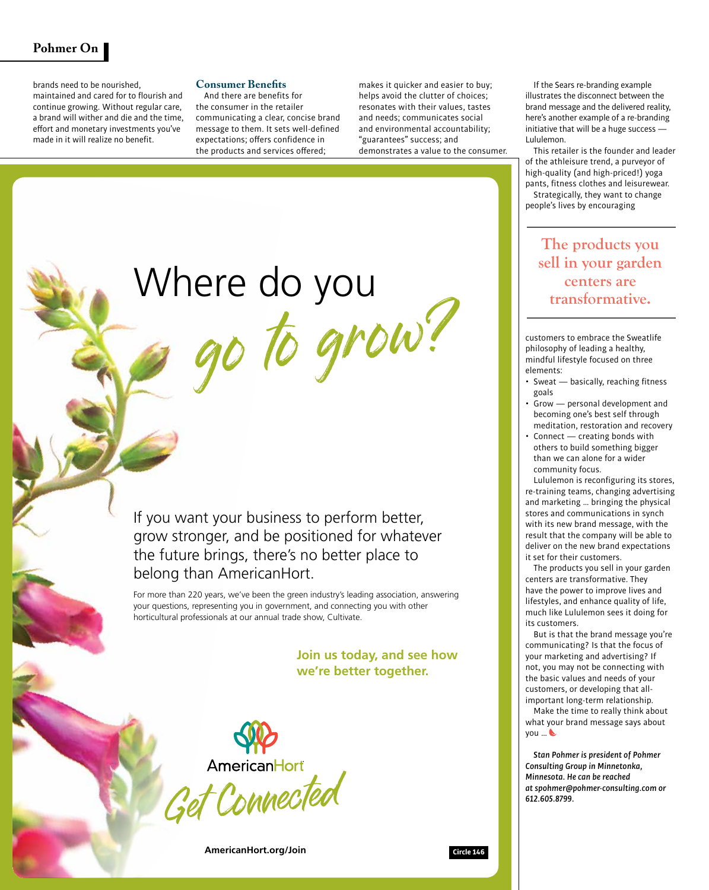brands need to be nourished, maintained and cared for to flourish and continue growing. Without regular care, a brand will wither and die and the time, effort and monetary investments you've made in it will realize no benefit.

### Consumer Benefits

And there are benefits for the consumer in the retailer communicating a clear, concise brand message to them. It sets well-defined expectations; offers confidence in the products and services offered; makes it quicker and easier to buy; helps avoid the clutter of choices; resonates with their values, tastes and needs; communicates social and environmental accountability; "guarantees" success; and demonstrates a value to the consumer.

Where do you *go to grow?*

If you want your business to perform better, grow stronger, and be positioned for whatever the future brings, there's no better place to belong than AmericanHort.

For more than 220 years, we've been the green industry's leading association, answering your questions, representing you in government, and connecting you with other horticultural professionals at our annual trade show, Cultivate.

**Join us today, and see how we're better together.**

AmericanHort

*Get Connected*

**AmericanHort.org/Join**

Circle 146

If the Sears re-branding example illustrates the disconnect between the brand message and the delivered reality, here's another example of a re-branding initiative that will be a huge success — Lululemon.

This retailer is the founder and leader of the athleisure trend, a purveyor of high-quality (and high-priced!) yoga pants, fitness clothes and leisurewear.

Strategically, they want to change people's lives by encouraging customers to embrace the Sweatlife philosophy of leading a healthy, mindful lifestyle focused on three elements:

> **The products you sell in your garden centers are transformative.**

- Sweat — basically, reaching fitness goals
- Grow — personal development and becoming one's best self through meditation, restoration and recovery
- Connect — creating bonds with others to build something bigger than we can alone for a wider community focus.

Lululemon is reconfiguring its stores, re-training teams, changing advertising and marketing … bringing the physical stores and communications in synch with its new brand message, with the result that the company will be able to deliver on the new brand expectations it set for their customers.

The products you sell in your garden centers are transformative. They have the power to improve lives and lifestyles, and enhance quality of life, much like Lululemon sees it doing for its customers.

But is that the brand message you're communicating? Is that the focus of your marketing and advertising? If not, you may not be connecting with the basic values and needs of your customers, or developing that all-important long-term relationship.

Make the time to really think about what your brand message says about you …

***Stan Pohmer is president of Pohmer Consulting Group in Minnetonka, Minnesota. He can be reached at spohmer@pohmer-consulting.com or 612.605.8799.***